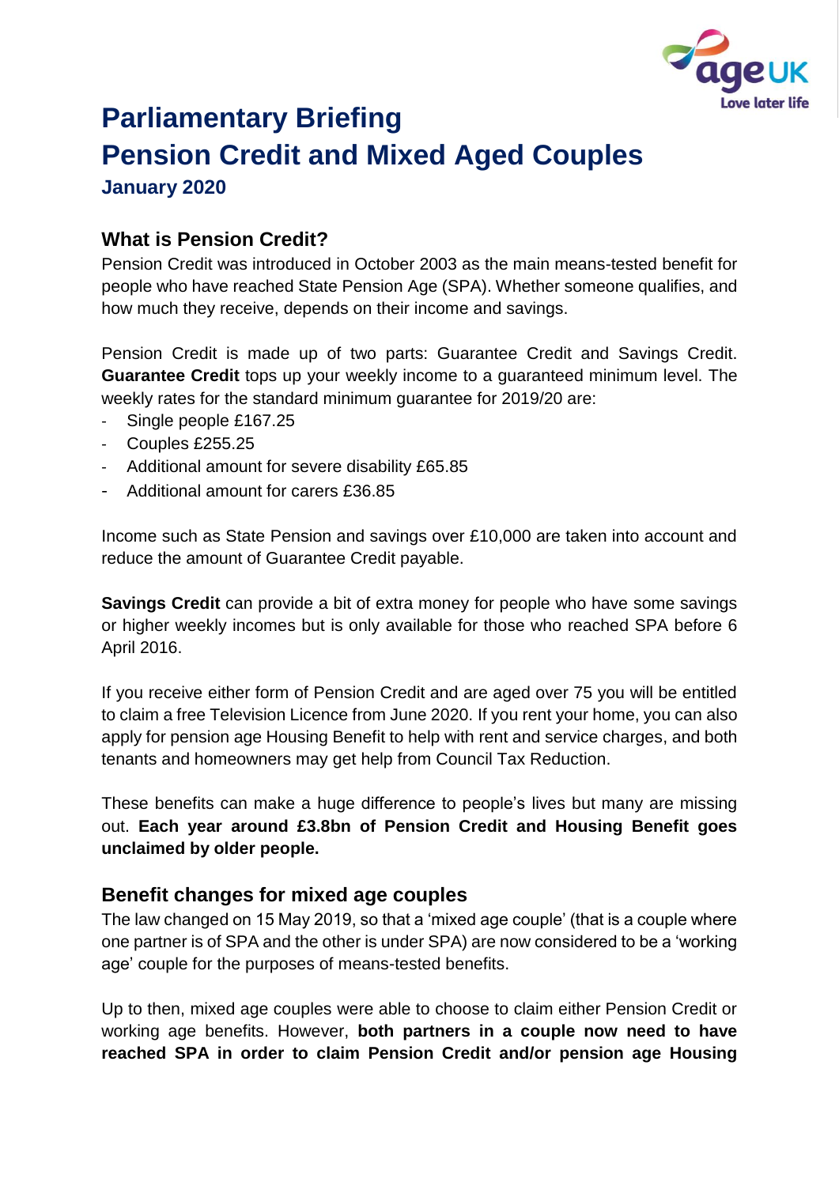# Parliamentary Briefing
# Pension Credit and Mixed Aged Couples

### January 2020

## What is Pension Credit?

Pension Credit was introduced in October 2003 as the main means-tested benefit for people who have reached State Pension Age (SPA). Whether someone qualifies, and how much they receive, depends on their income and savings.

Pension Credit is made up of two parts: Guarantee Credit and Savings Credit. **Guarantee Credit** tops up your weekly income to a guaranteed minimum level. The weekly rates for the standard minimum guarantee for 2019/20 are:

- Single people £167.25
- Couples £255.25
- Additional amount for severe disability £65.85
- Additional amount for carers £36.85

Income such as State Pension and savings over £10,000 are taken into account and reduce the amount of Guarantee Credit payable.

**Savings Credit** can provide a bit of extra money for people who have some savings or higher weekly incomes but is only available for those who reached SPA before 6 April 2016.

If you receive either form of Pension Credit and are aged over 75 you will be entitled to claim a free Television Licence from June 2020. If you rent your home, you can also apply for pension age Housing Benefit to help with rent and service charges, and both tenants and homeowners may get help from Council Tax Reduction.

These benefits can make a huge difference to people's lives but many are missing out. **Each year around £3.8bn of Pension Credit and Housing Benefit goes unclaimed by older people.**

## Benefit changes for mixed age couples

The law changed on 15 May 2019, so that a 'mixed age couple' (that is a couple where one partner is of SPA and the other is under SPA) are now considered to be a 'working age' couple for the purposes of means-tested benefits.

Up to then, mixed age couples were able to choose to claim either Pension Credit or working age benefits. However, **both partners in a couple now need to have reached SPA in order to claim Pension Credit and/or pension age Housing**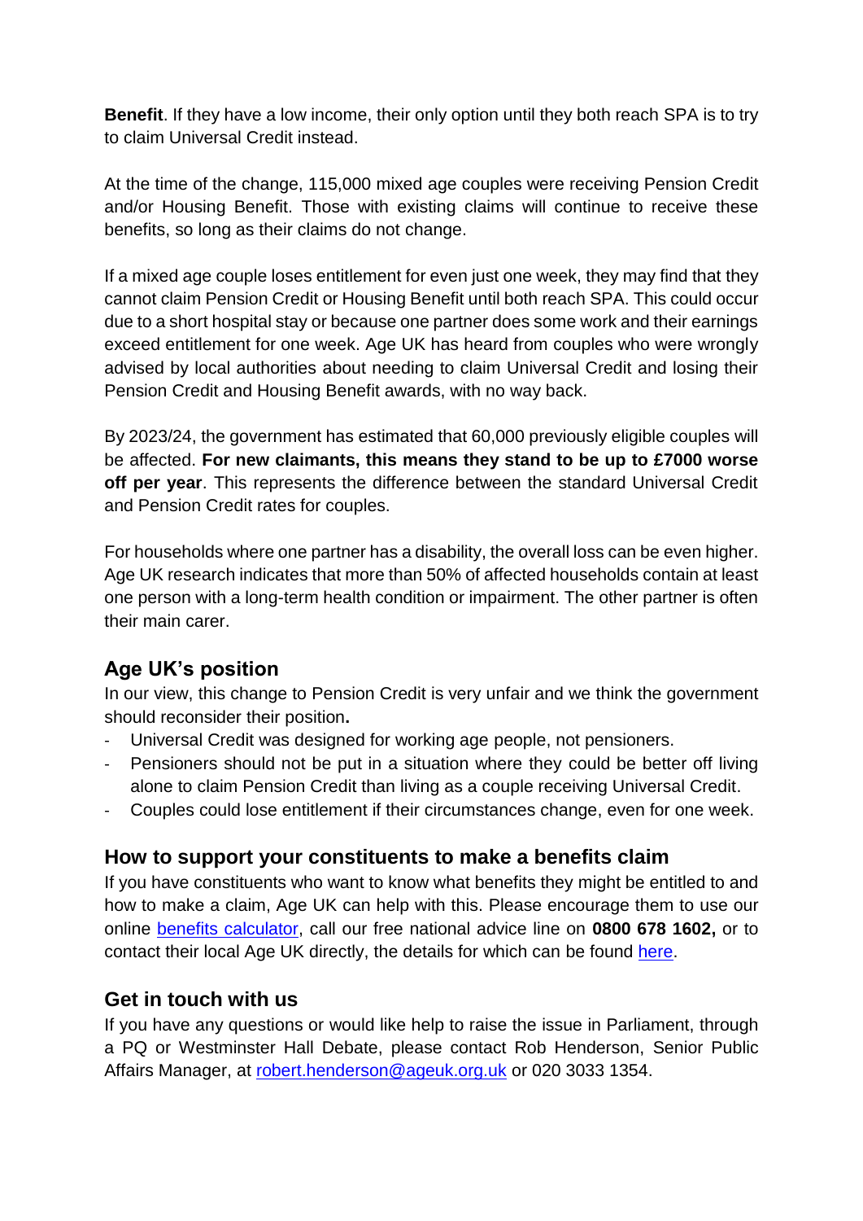**Benefit**. If they have a low income, their only option until they both reach SPA is to try to claim Universal Credit instead.

At the time of the change, 115,000 mixed age couples were receiving Pension Credit and/or Housing Benefit. Those with existing claims will continue to receive these benefits, so long as their claims do not change.

If a mixed age couple loses entitlement for even just one week, they may find that they cannot claim Pension Credit or Housing Benefit until both reach SPA. This could occur due to a short hospital stay or because one partner does some work and their earnings exceed entitlement for one week. Age UK has heard from couples who were wrongly advised by local authorities about needing to claim Universal Credit and losing their Pension Credit and Housing Benefit awards, with no way back.

By 2023/24, the government has estimated that 60,000 previously eligible couples will be affected. **For new claimants, this means they stand to be up to £7000 worse off per year**. This represents the difference between the standard Universal Credit and Pension Credit rates for couples.

For households where one partner has a disability, the overall loss can be even higher. Age UK research indicates that more than 50% of affected households contain at least one person with a long-term health condition or impairment. The other partner is often their main carer.

## Age UK's position

In our view, this change to Pension Credit is very unfair and we think the government should reconsider their position**.**

- Universal Credit was designed for working age people, not pensioners.
- Pensioners should not be put in a situation where they could be better off living alone to claim Pension Credit than living as a couple receiving Universal Credit.
- Couples could lose entitlement if their circumstances change, even for one week.

## How to support your constituents to make a benefits claim

If you have constituents who want to know what benefits they might be entitled to and how to make a claim, Age UK can help with this. Please encourage them to use our online benefits calculator, call our free national advice line on **0800 678 1602,** or to contact their local Age UK directly, the details for which can be found here.

## Get in touch with us

If you have any questions or would like help to raise the issue in Parliament, through a PQ or Westminster Hall Debate, please contact Rob Henderson, Senior Public Affairs Manager, at robert.henderson@ageuk.org.uk or 020 3033 1354.